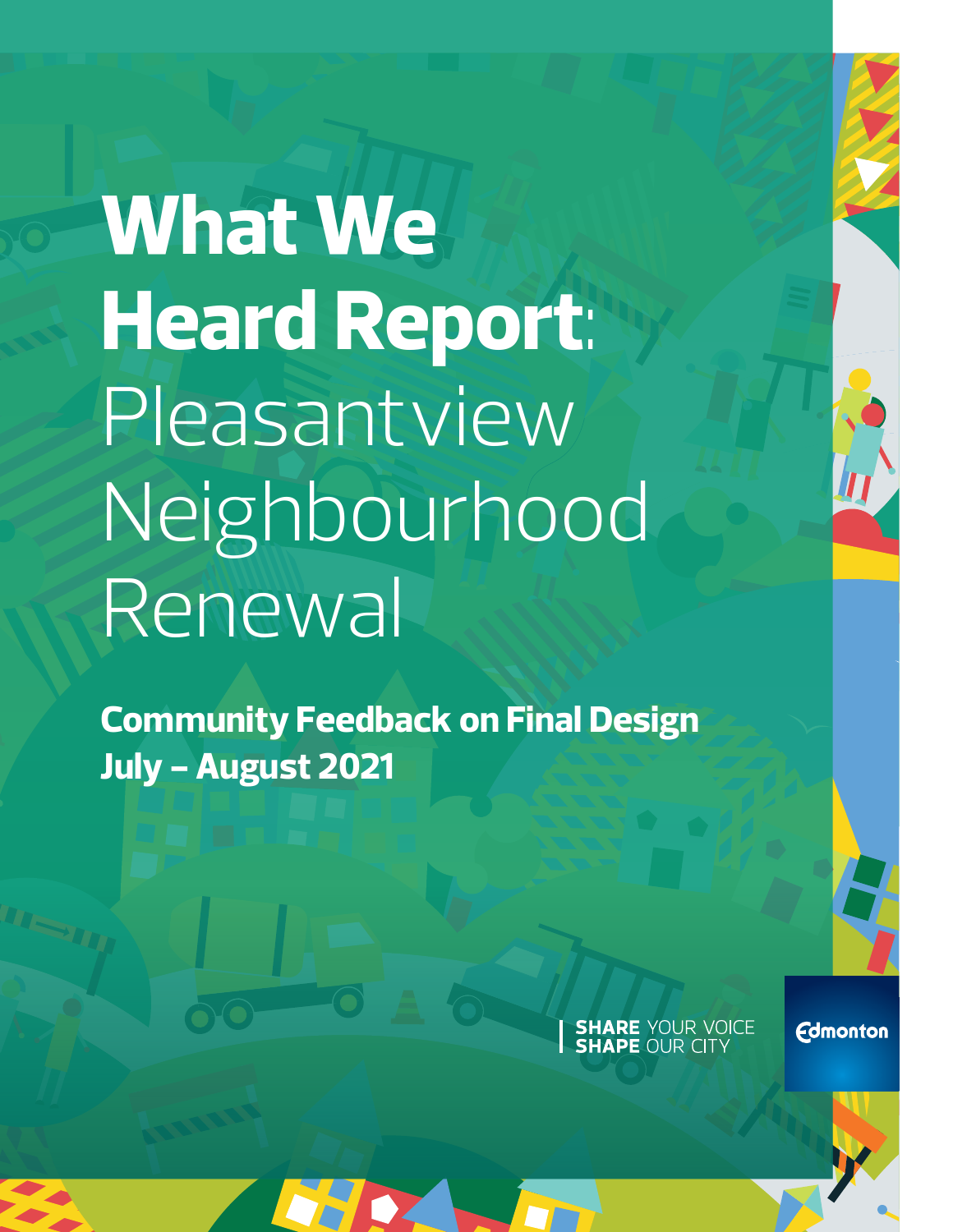# What We Heard Report: Pleasantview Neighbourhood Renewal

**Community Feedback on Final Design**
**July – August 2021**

**SHARE** YOUR VOICE
**SHAPE** OUR CITY

Edmonton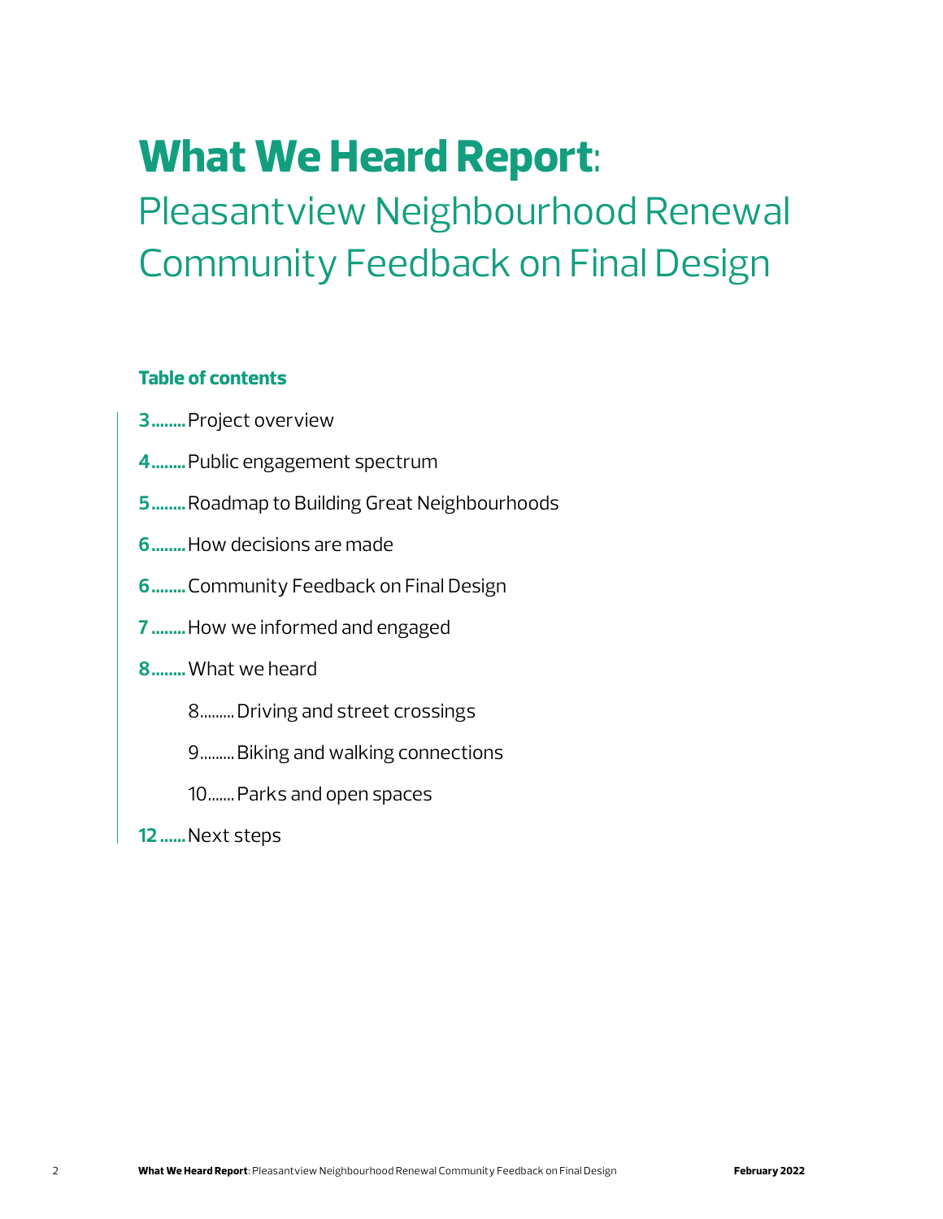# **What We Heard Report**: Pleasantview Neighbourhood Renewal Community Feedback on Final Design

### Table of contents

**3**........Project overview

**4**........Public engagement spectrum

**5**........Roadmap to Building Great Neighbourhoods

**6**........How decisions are made

**6**........Community Feedback on Final Design

**7**........How we informed and engaged

**8**........What we heard

- 8.........Driving and street crossings
- 9.........Biking and walking connections
- 10.......Parks and open spaces

**12**......Next steps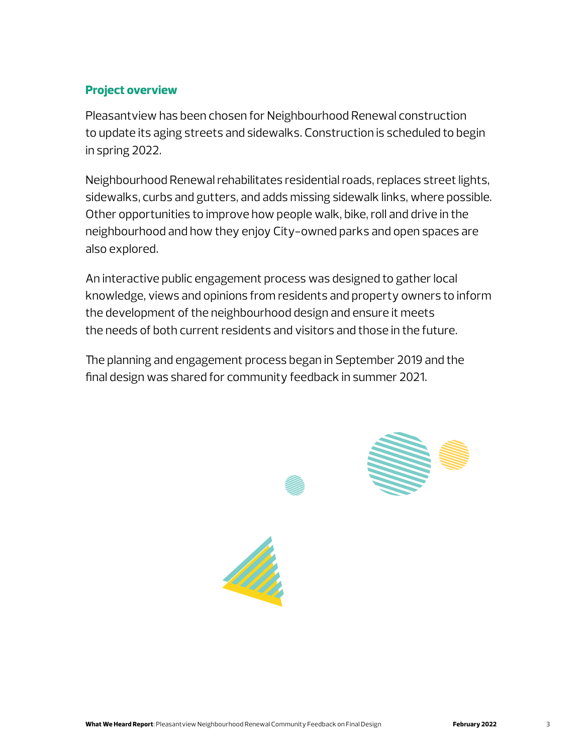## Project overview

Pleasantview has been chosen for Neighbourhood Renewal construction to update its aging streets and sidewalks. Construction is scheduled to begin in spring 2022.

Neighbourhood Renewal rehabilitates residential roads, replaces street lights, sidewalks, curbs and gutters, and adds missing sidewalk links, where possible. Other opportunities to improve how people walk, bike, roll and drive in the neighbourhood and how they enjoy City-owned parks and open spaces are also explored.

An interactive public engagement process was designed to gather local knowledge, views and opinions from residents and property owners to inform the development of the neighbourhood design and ensure it meets the needs of both current residents and visitors and those in the future.

The planning and engagement process began in September 2019 and the final design was shared for community feedback in summer 2021.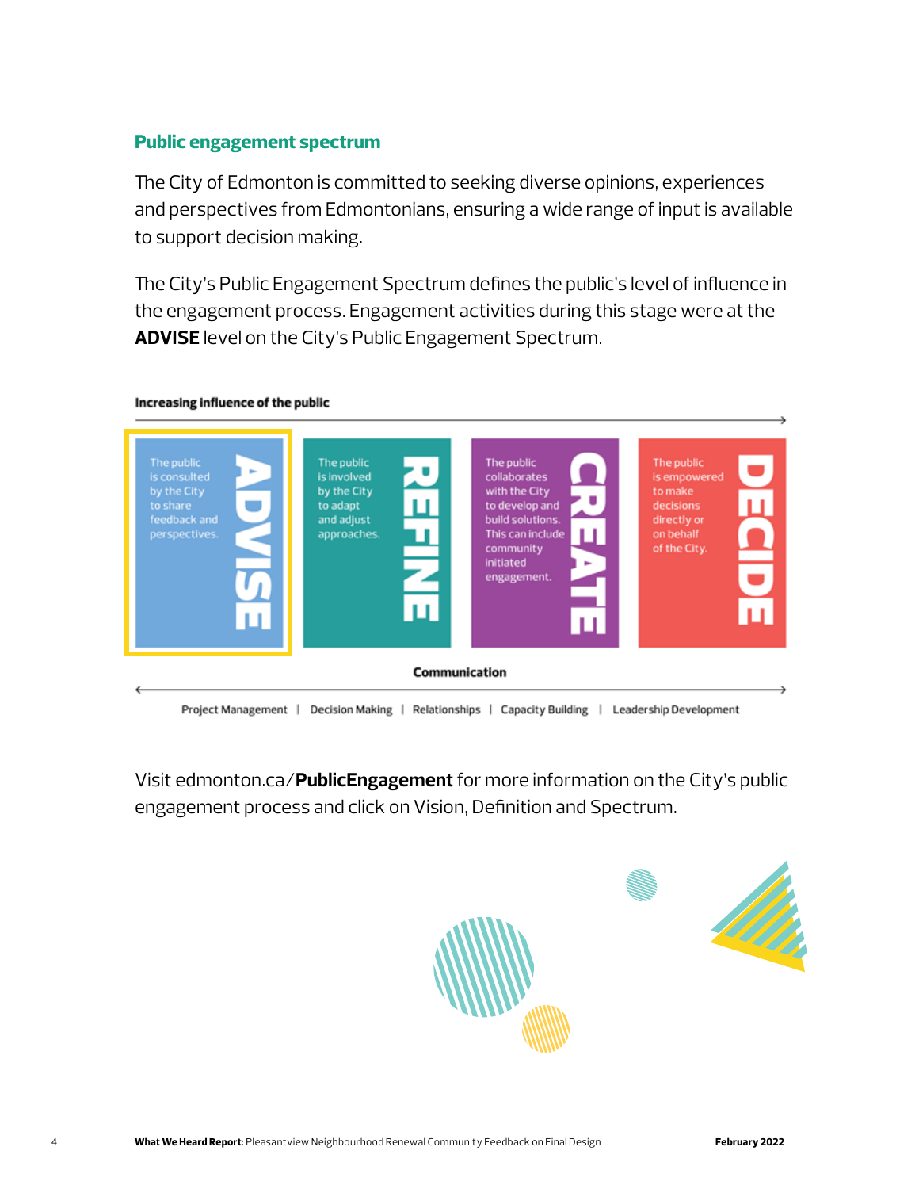## Public engagement spectrum

The City of Edmonton is committed to seeking diverse opinions, experiences and perspectives from Edmontonians, ensuring a wide range of input is available to support decision making.

The City's Public Engagement Spectrum defines the public's level of influence in the engagement process. Engagement activities during this stage were at the **ADVISE** level on the City's Public Engagement Spectrum.

**Increasing influence of the public**

| ADVISE | REFINE | CREATE | DECIDE |
|---|---|---|---|
| The public is consulted by the City to share feedback and perspectives. | The public is involved by the City to adapt and adjust approaches. | The public collaborates with the City to develop and build solutions. This can include community initiated engagement. | The public is empowered to make decisions directly or on behalf of the City. |

**Communication**

Project Management | Decision Making | Relationships | Capacity Building | Leadership Development

Visit edmonton.ca/**PublicEngagement** for more information on the City's public engagement process and click on Vision, Definition and Spectrum.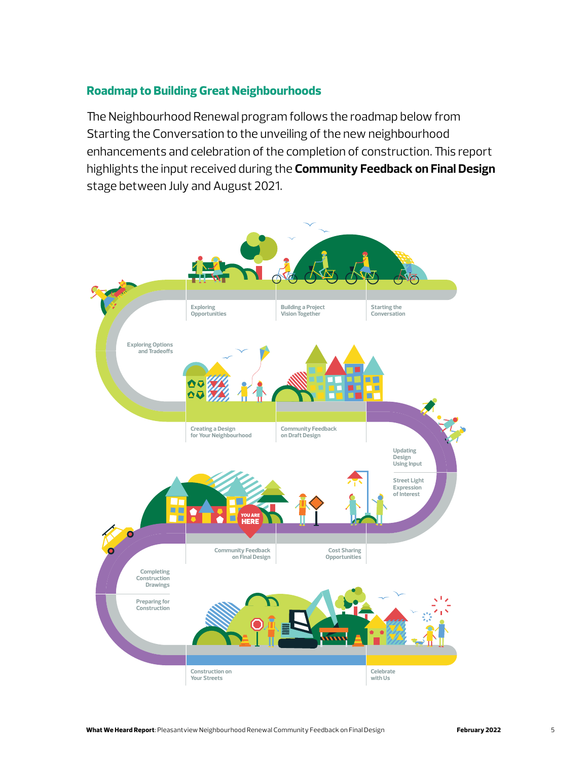## Roadmap to Building Great Neighbourhoods

The Neighbourhood Renewal program follows the roadmap below from Starting the Conversation to the unveiling of the new neighbourhood enhancements and celebration of the completion of construction. This report highlights the input received during the **Community Feedback on Final Design** stage between July and August 2021.

- Starting the Conversation
- Building a Project Vision Together
- Exploring Opportunities
- Exploring Options and Tradeoffs
- Creating a Design for Your Neighbourhood
- Community Feedback on Draft Design
- Updating Design Using Input
- Street Light Expression of Interest
- Cost Sharing Opportunities
- Community Feedback on Final Design (YOU ARE HERE)
- Completing Construction Drawings
- Preparing for Construction
- Construction on Your Streets
- Celebrate with Us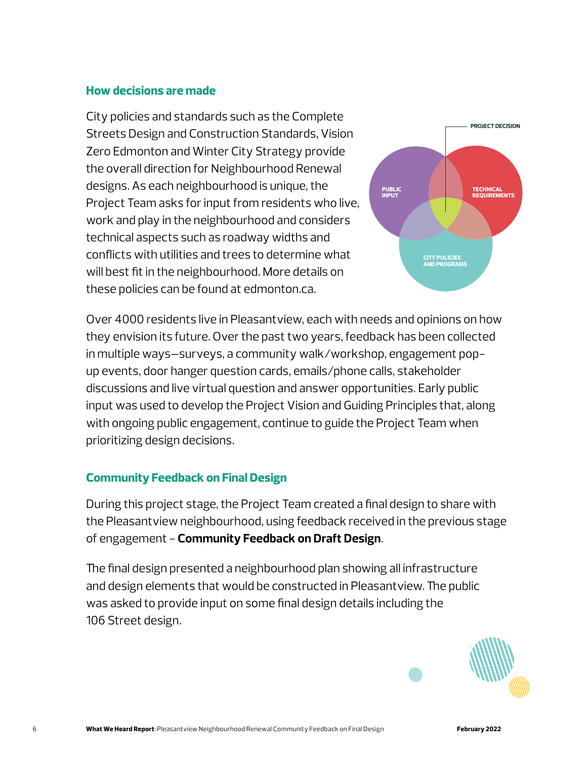## How decisions are made

City policies and standards such as the Complete Streets Design and Construction Standards, Vision Zero Edmonton and Winter City Strategy provide the overall direction for Neighbourhood Renewal designs. As each neighbourhood is unique, the Project Team asks for input from residents who live, work and play in the neighbourhood and considers technical aspects such as roadway widths and conflicts with utilities and trees to determine what will best fit in the neighbourhood. More details on these policies can be found at edmonton.ca.

PROJECT DECISION

PUBLIC INPUT

TECHNICAL REQUIREMENTS

CITY POLICIES AND PROGRAMS

Over 4000 residents live in Pleasantview, each with needs and opinions on how they envision its future. Over the past two years, feedback has been collected in multiple ways—surveys, a community walk/workshop, engagement pop-up events, door hanger question cards, emails/phone calls, stakeholder discussions and live virtual question and answer opportunities. Early public input was used to develop the Project Vision and Guiding Principles that, along with ongoing public engagement, continue to guide the Project Team when prioritizing design decisions.

## Community Feedback on Final Design

During this project stage, the Project Team created a final design to share with the Pleasantview neighbourhood, using feedback received in the previous stage of engagement - **Community Feedback on Draft Design**.

The final design presented a neighbourhood plan showing all infrastructure and design elements that would be constructed in Pleasantview. The public was asked to provide input on some final design details including the 106 Street design.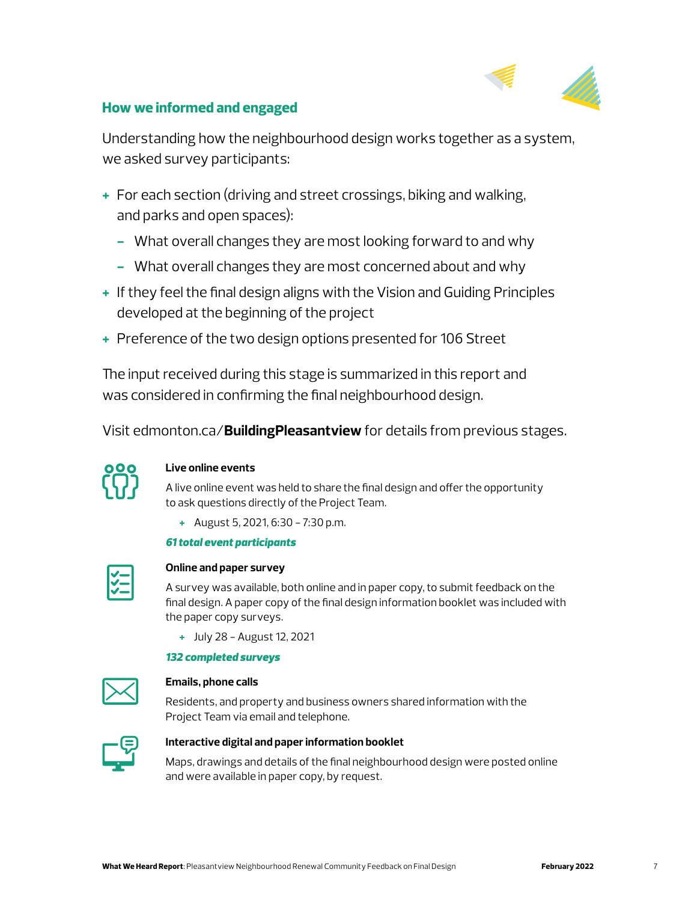## How we informed and engaged

Understanding how the neighbourhood design works together as a system, we asked survey participants:

- For each section (driving and street crossings, biking and walking, and parks and open spaces):
  - What overall changes they are most looking forward to and why
  - What overall changes they are most concerned about and why
- If they feel the final design aligns with the Vision and Guiding Principles developed at the beginning of the project
- Preference of the two design options presented for 106 Street

The input received during this stage is summarized in this report and was considered in confirming the final neighbourhood design.

Visit edmonton.ca/**BuildingPleasantview** for details from previous stages.

**Live online events**

A live online event was held to share the final design and offer the opportunity to ask questions directly of the Project Team.

- August 5, 2021, 6:30 – 7:30 p.m.

***61 total event participants***

**Online and paper survey**

A survey was available, both online and in paper copy, to submit feedback on the final design. A paper copy of the final design information booklet was included with the paper copy surveys.

- July 28 – August 12, 2021

***132 completed surveys***

**Emails, phone calls**

Residents, and property and business owners shared information with the Project Team via email and telephone.

**Interactive digital and paper information booklet**

Maps, drawings and details of the final neighbourhood design were posted online and were available in paper copy, by request.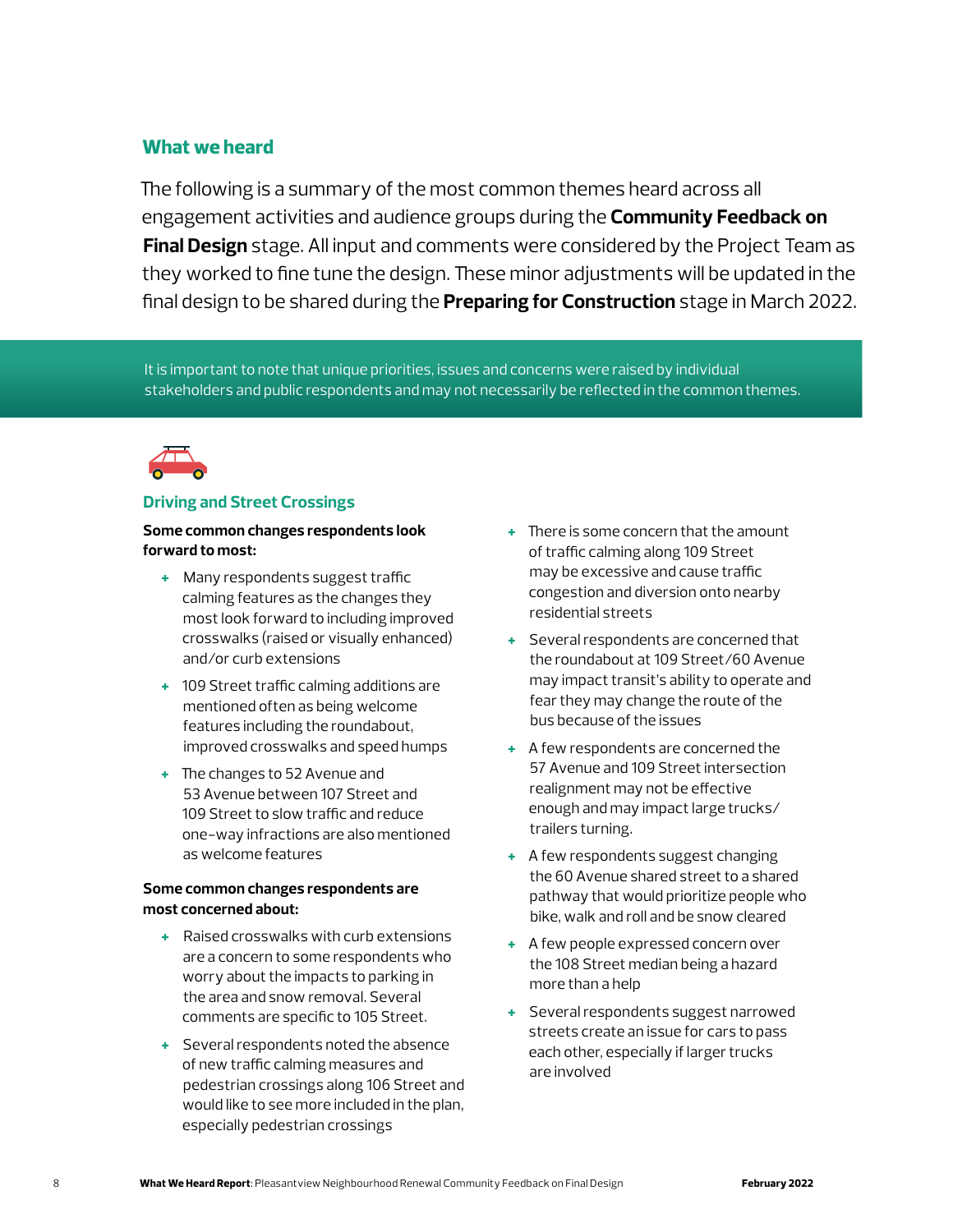## What we heard

The following is a summary of the most common themes heard across all engagement activities and audience groups during the **Community Feedback on Final Design** stage. All input and comments were considered by the Project Team as they worked to fine tune the design. These minor adjustments will be updated in the final design to be shared during the **Preparing for Construction** stage in March 2022.

> It is important to note that unique priorities, issues and concerns were raised by individual stakeholders and public respondents and may not necessarily be reflected in the common themes.

### Driving and Street Crossings

**Some common changes respondents look forward to most:**

- Many respondents suggest traffic calming features as the changes they most look forward to including improved crosswalks (raised or visually enhanced) and/or curb extensions
- 109 Street traffic calming additions are mentioned often as being welcome features including the roundabout, improved crosswalks and speed humps
- The changes to 52 Avenue and 53 Avenue between 107 Street and 109 Street to slow traffic and reduce one-way infractions are also mentioned as welcome features

**Some common changes respondents are most concerned about:**

- Raised crosswalks with curb extensions are a concern to some respondents who worry about the impacts to parking in the area and snow removal. Several comments are specific to 105 Street.
- Several respondents noted the absence of new traffic calming measures and pedestrian crossings along 106 Street and would like to see more included in the plan, especially pedestrian crossings
- There is some concern that the amount of traffic calming along 109 Street may be excessive and cause traffic congestion and diversion onto nearby residential streets
- Several respondents are concerned that the roundabout at 109 Street/60 Avenue may impact transit's ability to operate and fear they may change the route of the bus because of the issues
- A few respondents are concerned the 57 Avenue and 109 Street intersection realignment may not be effective enough and may impact large trucks/trailers turning.
- A few respondents suggest changing the 60 Avenue shared street to a shared pathway that would prioritize people who bike, walk and roll and be snow cleared
- A few people expressed concern over the 108 Street median being a hazard more than a help
- Several respondents suggest narrowed streets create an issue for cars to pass each other, especially if larger trucks are involved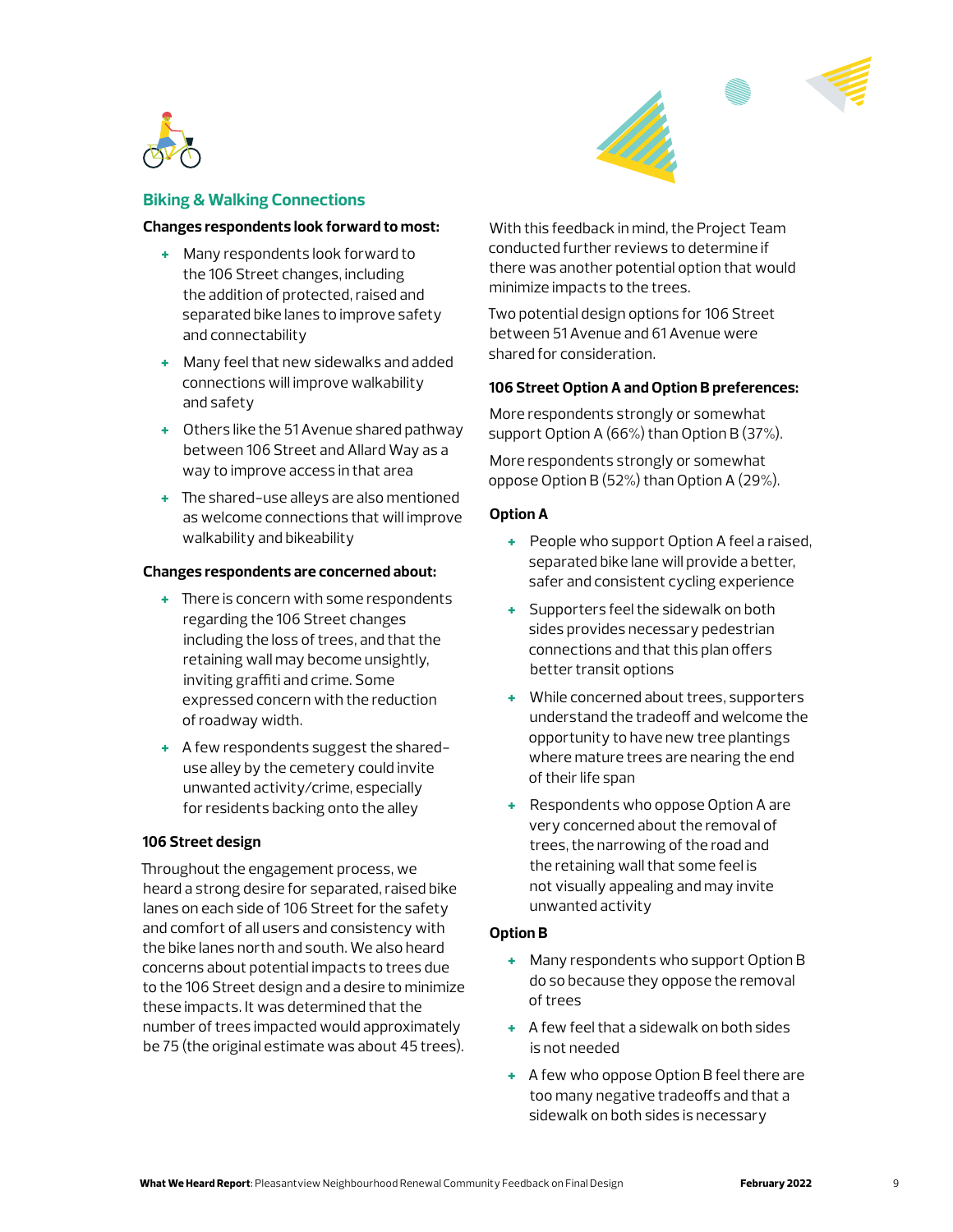## Biking & Walking Connections

**Changes respondents look forward to most:**

- Many respondents look forward to the 106 Street changes, including the addition of protected, raised and separated bike lanes to improve safety and connectability
- Many feel that new sidewalks and added connections will improve walkability and safety
- Others like the 51 Avenue shared pathway between 106 Street and Allard Way as a way to improve access in that area
- The shared-use alleys are also mentioned as welcome connections that will improve walkability and bikeability

**Changes respondents are concerned about:**

- There is concern with some respondents regarding the 106 Street changes including the loss of trees, and that the retaining wall may become unsightly, inviting graffiti and crime. Some expressed concern with the reduction of roadway width.
- A few respondents suggest the shared-use alley by the cemetery could invite unwanted activity/crime, especially for residents backing onto the alley

### 106 Street design

Throughout the engagement process, we heard a strong desire for separated, raised bike lanes on each side of 106 Street for the safety and comfort of all users and consistency with the bike lanes north and south. We also heard concerns about potential impacts to trees due to the 106 Street design and a desire to minimize these impacts. It was determined that the number of trees impacted would approximately be 75 (the original estimate was about 45 trees).

With this feedback in mind, the Project Team conducted further reviews to determine if there was another potential option that would minimize impacts to the trees.

Two potential design options for 106 Street between 51 Avenue and 61 Avenue were shared for consideration.

**106 Street Option A and Option B preferences:**

More respondents strongly or somewhat support Option A (66%) than Option B (37%).

More respondents strongly or somewhat oppose Option B (52%) than Option A (29%).

**Option A**

- People who support Option A feel a raised, separated bike lane will provide a better, safer and consistent cycling experience
- Supporters feel the sidewalk on both sides provides necessary pedestrian connections and that this plan offers better transit options
- While concerned about trees, supporters understand the tradeoff and welcome the opportunity to have new tree plantings where mature trees are nearing the end of their life span
- Respondents who oppose Option A are very concerned about the removal of trees, the narrowing of the road and the retaining wall that some feel is not visually appealing and may invite unwanted activity

**Option B**

- Many respondents who support Option B do so because they oppose the removal of trees
- A few feel that a sidewalk on both sides is not needed
- A few who oppose Option B feel there are too many negative tradeoffs and that a sidewalk on both sides is necessary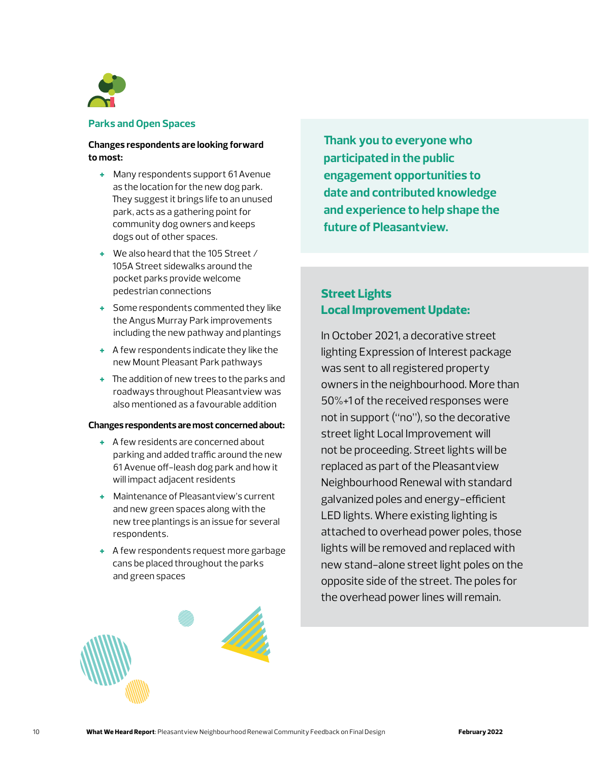## Parks and Open Spaces

**Changes respondents are looking forward to most:**

- Many respondents support 61 Avenue as the location for the new dog park. They suggest it brings life to an unused park, acts as a gathering point for community dog owners and keeps dogs out of other spaces.
- We also heard that the 105 Street / 105A Street sidewalks around the pocket parks provide welcome pedestrian connections
- Some respondents commented they like the Angus Murray Park improvements including the new pathway and plantings
- A few respondents indicate they like the new Mount Pleasant Park pathways
- The addition of new trees to the parks and roadways throughout Pleasantview was also mentioned as a favourable addition

**Changes respondents are most concerned about:**

- A few residents are concerned about parking and added traffic around the new 61 Avenue off-leash dog park and how it will impact adjacent residents
- Maintenance of Pleasantview's current and new green spaces along with the new tree plantings is an issue for several respondents.
- A few respondents request more garbage cans be placed throughout the parks and green spaces

**Thank you to everyone who participated in the public engagement opportunities to date and contributed knowledge and experience to help shape the future of Pleasantview.**

## Street Lights Local Improvement Update:

In October 2021, a decorative street lighting Expression of Interest package was sent to all registered property owners in the neighbourhood. More than 50%+1 of the received responses were not in support ("no"), so the decorative street light Local Improvement will not be proceeding. Street lights will be replaced as part of the Pleasantview Neighbourhood Renewal with standard galvanized poles and energy-efficient LED lights. Where existing lighting is attached to overhead power poles, those lights will be removed and replaced with new stand-alone street light poles on the opposite side of the street. The poles for the overhead power lines will remain.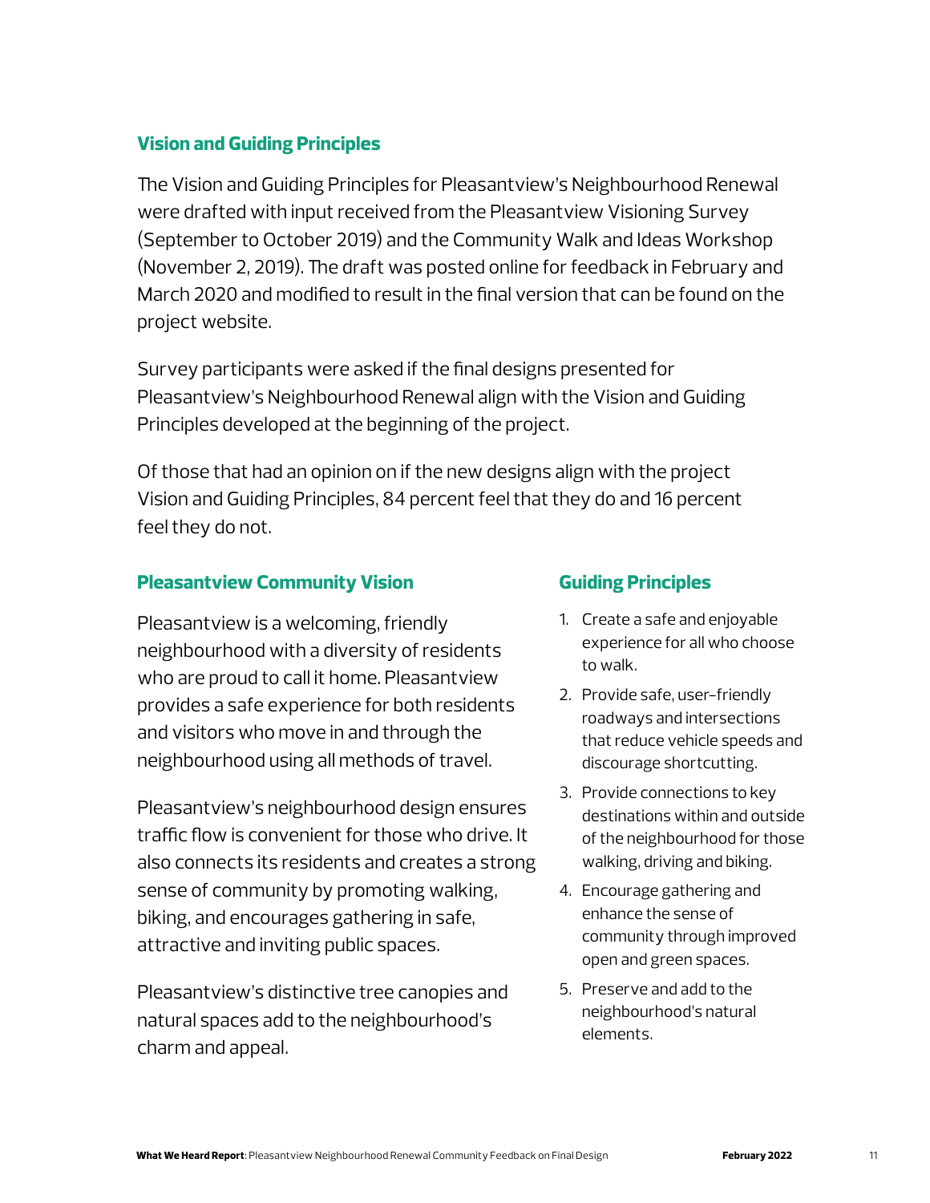## Vision and Guiding Principles

The Vision and Guiding Principles for Pleasantview's Neighbourhood Renewal were drafted with input received from the Pleasantview Visioning Survey (September to October 2019) and the Community Walk and Ideas Workshop (November 2, 2019). The draft was posted online for feedback in February and March 2020 and modified to result in the final version that can be found on the project website.

Survey participants were asked if the final designs presented for Pleasantview's Neighbourhood Renewal align with the Vision and Guiding Principles developed at the beginning of the project.

Of those that had an opinion on if the new designs align with the project Vision and Guiding Principles, 84 percent feel that they do and 16 percent feel they do not.

### Pleasantview Community Vision

Pleasantview is a welcoming, friendly neighbourhood with a diversity of residents who are proud to call it home. Pleasantview provides a safe experience for both residents and visitors who move in and through the neighbourhood using all methods of travel.

Pleasantview's neighbourhood design ensures traffic flow is convenient for those who drive. It also connects its residents and creates a strong sense of community by promoting walking, biking, and encourages gathering in safe, attractive and inviting public spaces.

Pleasantview's distinctive tree canopies and natural spaces add to the neighbourhood's charm and appeal.

### Guiding Principles

1. Create a safe and enjoyable experience for all who choose to walk.
2. Provide safe, user-friendly roadways and intersections that reduce vehicle speeds and discourage shortcutting.
3. Provide connections to key destinations within and outside of the neighbourhood for those walking, driving and biking.
4. Encourage gathering and enhance the sense of community through improved open and green spaces.
5. Preserve and add to the neighbourhood's natural elements.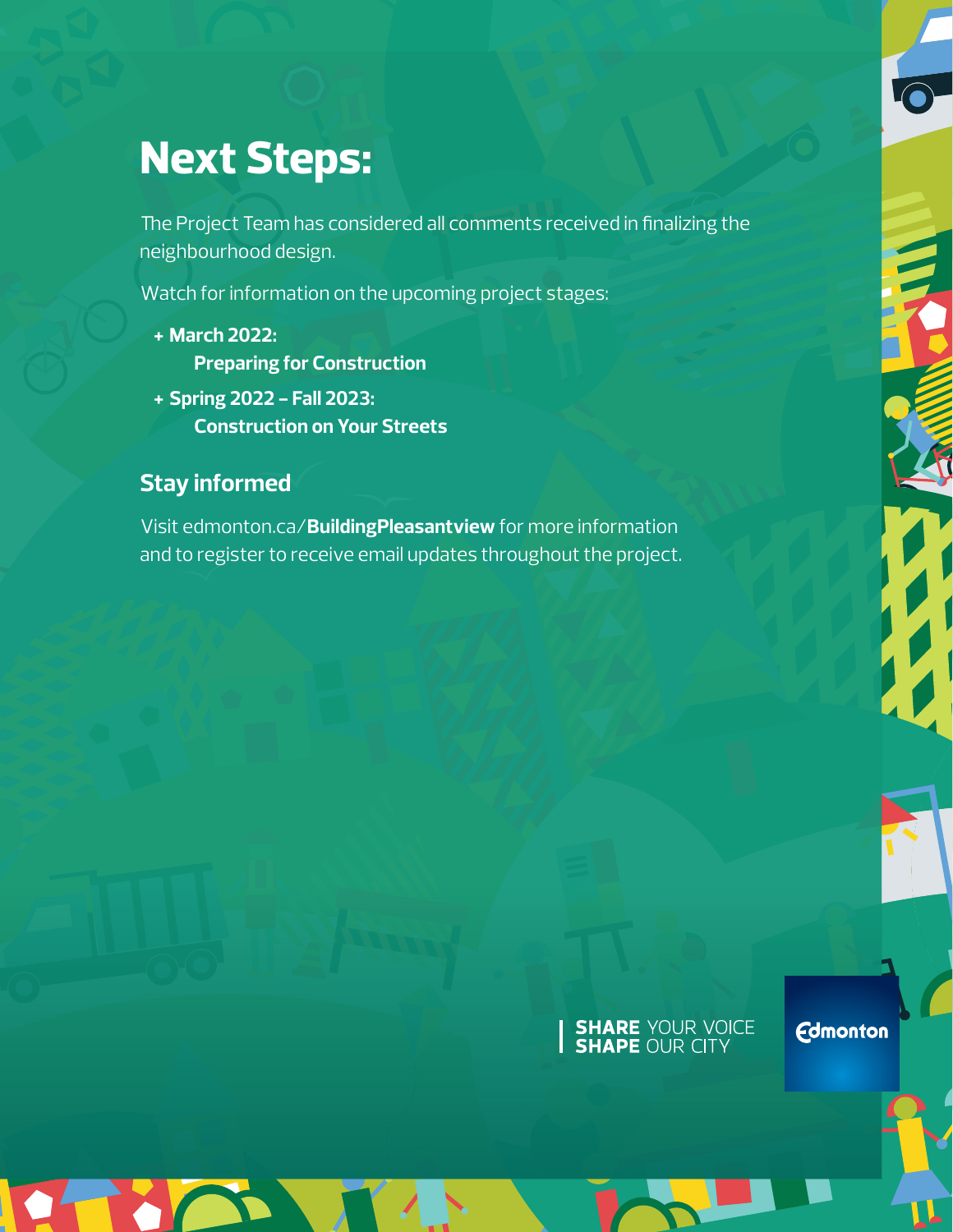# Next Steps:

The Project Team has considered all comments received in finalizing the neighbourhood design.

Watch for information on the upcoming project stages:

+ **March 2022:**
  **Preparing for Construction**
+ **Spring 2022 – Fall 2023:**
  **Construction on Your Streets**

## Stay informed

Visit edmonton.ca/**BuildingPleasantview** for more information and to register to receive email updates throughout the project.

**SHARE** YOUR VOICE
**SHAPE** OUR CITY

Edmonton